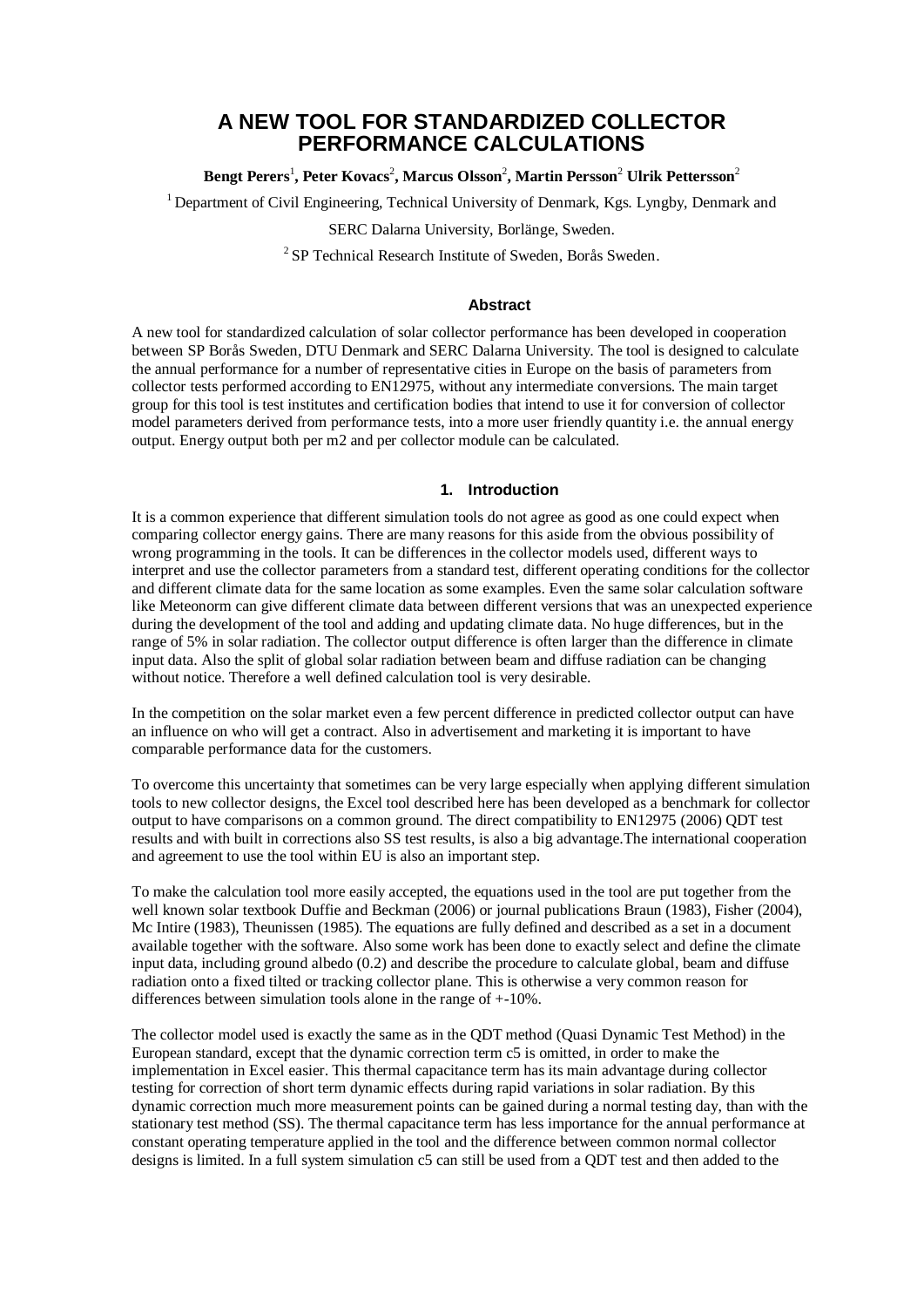# A NEW TOOL FOR STANDARDIZED COLLECTOR PERFORMANCE CALCULATIONS

**Bengt Perers[1], Peter Kovacs[2], Marcus Olsson[2], Martin Persson[2] Ulrik Pettersson[2]**

[1] Department of Civil Engineering, Technical University of Denmark, Kgs. Lyngby, Denmark and

SERC Dalarna University, Borlänge, Sweden.

[2] SP Technical Research Institute of Sweden, Borås Sweden.

### Abstract

A new tool for standardized calculation of solar collector performance has been developed in cooperation between SP Borås Sweden, DTU Denmark and SERC Dalarna University. The tool is designed to calculate the annual performance for a number of representative cities in Europe on the basis of parameters from collector tests performed according to EN12975, without any intermediate conversions. The main target group for this tool is test institutes and certification bodies that intend to use it for conversion of collector model parameters derived from performance tests, into a more user friendly quantity i.e. the annual energy output. Energy output both per m2 and per collector module can be calculated.

## 1. Introduction

It is a common experience that different simulation tools do not agree as good as one could expect when comparing collector energy gains. There are many reasons for this aside from the obvious possibility of wrong programming in the tools. It can be differences in the collector models used, different ways to interpret and use the collector parameters from a standard test, different operating conditions for the collector and different climate data for the same location as some examples. Even the same solar calculation software like Meteonorm can give different climate data between different versions that was an unexpected experience during the development of the tool and adding and updating climate data. No huge differences, but in the range of 5% in solar radiation. The collector output difference is often larger than the difference in climate input data. Also the split of global solar radiation between beam and diffuse radiation can be changing without notice. Therefore a well defined calculation tool is very desirable.

In the competition on the solar market even a few percent difference in predicted collector output can have an influence on who will get a contract. Also in advertisement and marketing it is important to have comparable performance data for the customers.

To overcome this uncertainty that sometimes can be very large especially when applying different simulation tools to new collector designs, the Excel tool described here has been developed as a benchmark for collector output to have comparisons on a common ground. The direct compatibility to EN12975 (2006) QDT test results and with built in corrections also SS test results, is also a big advantage.The international cooperation and agreement to use the tool within EU is also an important step.

To make the calculation tool more easily accepted, the equations used in the tool are put together from the well known solar textbook Duffie and Beckman (2006) or journal publications Braun (1983), Fisher (2004), Mc Intire (1983), Theunissen (1985). The equations are fully defined and described as a set in a document available together with the software. Also some work has been done to exactly select and define the climate input data, including ground albedo (0.2) and describe the procedure to calculate global, beam and diffuse radiation onto a fixed tilted or tracking collector plane. This is otherwise a very common reason for differences between simulation tools alone in the range of +-10%.

The collector model used is exactly the same as in the QDT method (Quasi Dynamic Test Method) in the European standard, except that the dynamic correction term c5 is omitted, in order to make the implementation in Excel easier. This thermal capacitance term has its main advantage during collector testing for correction of short term dynamic effects during rapid variations in solar radiation. By this dynamic correction much more measurement points can be gained during a normal testing day, than with the stationary test method (SS). The thermal capacitance term has less importance for the annual performance at constant operating temperature applied in the tool and the difference between common normal collector designs is limited. In a full system simulation c5 can still be used from a QDT test and then added to the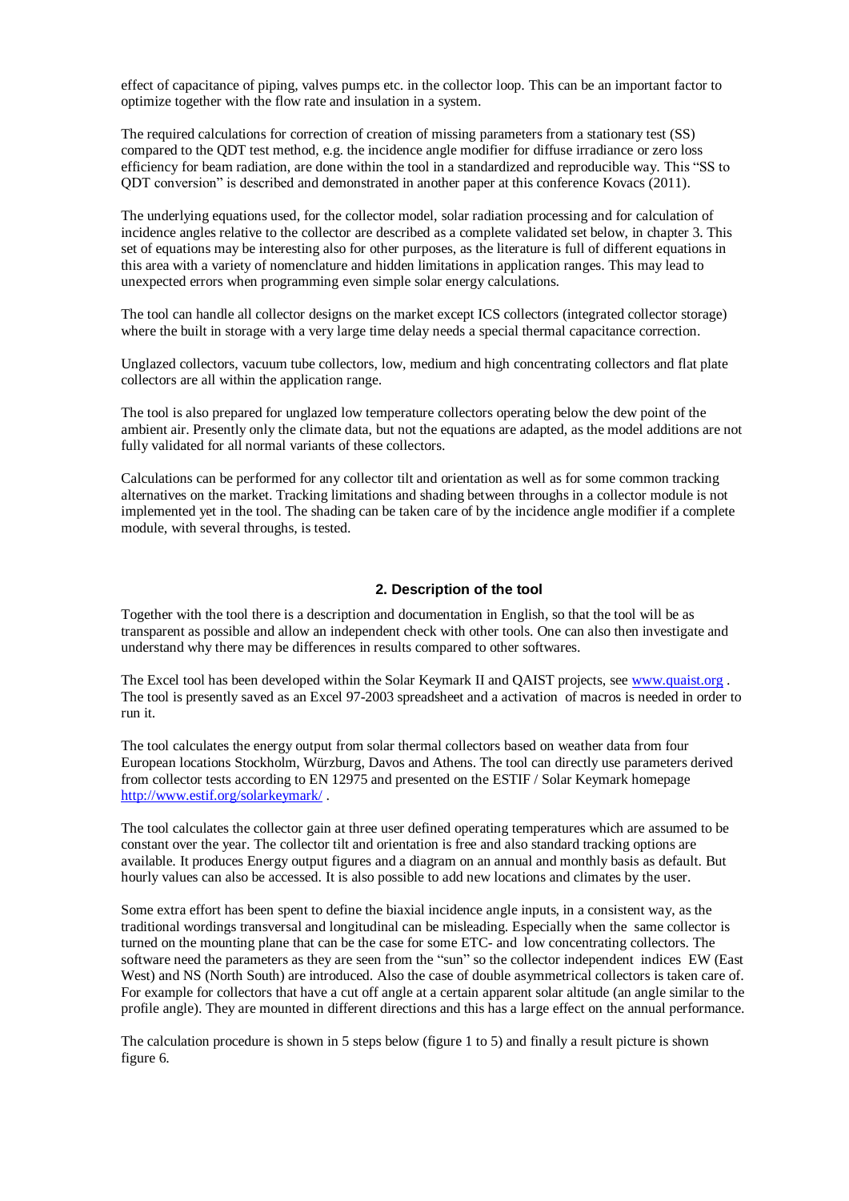effect of capacitance of piping, valves pumps etc. in the collector loop. This can be an important factor to optimize together with the flow rate and insulation in a system.

The required calculations for correction of creation of missing parameters from a stationary test (SS) compared to the QDT test method, e.g. the incidence angle modifier for diffuse irradiance or zero loss efficiency for beam radiation, are done within the tool in a standardized and reproducible way. This "SS to QDT conversion" is described and demonstrated in another paper at this conference Kovacs (2011).

The underlying equations used, for the collector model, solar radiation processing and for calculation of incidence angles relative to the collector are described as a complete validated set below, in chapter 3. This set of equations may be interesting also for other purposes, as the literature is full of different equations in this area with a variety of nomenclature and hidden limitations in application ranges. This may lead to unexpected errors when programming even simple solar energy calculations.

The tool can handle all collector designs on the market except ICS collectors (integrated collector storage) where the built in storage with a very large time delay needs a special thermal capacitance correction.

Unglazed collectors, vacuum tube collectors, low, medium and high concentrating collectors and flat plate collectors are all within the application range.

The tool is also prepared for unglazed low temperature collectors operating below the dew point of the ambient air. Presently only the climate data, but not the equations are adapted, as the model additions are not fully validated for all normal variants of these collectors.

Calculations can be performed for any collector tilt and orientation as well as for some common tracking alternatives on the market. Tracking limitations and shading between throughs in a collector module is not implemented yet in the tool. The shading can be taken care of by the incidence angle modifier if a complete module, with several throughs, is tested.

## 2. Description of the tool

Together with the tool there is a description and documentation in English, so that the tool will be as transparent as possible and allow an independent check with other tools. One can also then investigate and understand why there may be differences in results compared to other softwares.

The Excel tool has been developed within the Solar Keymark II and QAIST projects, see www.quaist.org . The tool is presently saved as an Excel 97-2003 spreadsheet and a activation of macros is needed in order to run it.

The tool calculates the energy output from solar thermal collectors based on weather data from four European locations Stockholm, Würzburg, Davos and Athens. The tool can directly use parameters derived from collector tests according to EN 12975 and presented on the ESTIF / Solar Keymark homepage http://www.estif.org/solarkeymark/ .

The tool calculates the collector gain at three user defined operating temperatures which are assumed to be constant over the year. The collector tilt and orientation is free and also standard tracking options are available. It produces Energy output figures and a diagram on an annual and monthly basis as default. But hourly values can also be accessed. It is also possible to add new locations and climates by the user.

Some extra effort has been spent to define the biaxial incidence angle inputs, in a consistent way, as the traditional wordings transversal and longitudinal can be misleading. Especially when the same collector is turned on the mounting plane that can be the case for some ETC- and low concentrating collectors. The software need the parameters as they are seen from the "sun" so the collector independent indices EW (East West) and NS (North South) are introduced. Also the case of double asymmetrical collectors is taken care of. For example for collectors that have a cut off angle at a certain apparent solar altitude (an angle similar to the profile angle). They are mounted in different directions and this has a large effect on the annual performance.

The calculation procedure is shown in 5 steps below (figure 1 to 5) and finally a result picture is shown figure 6.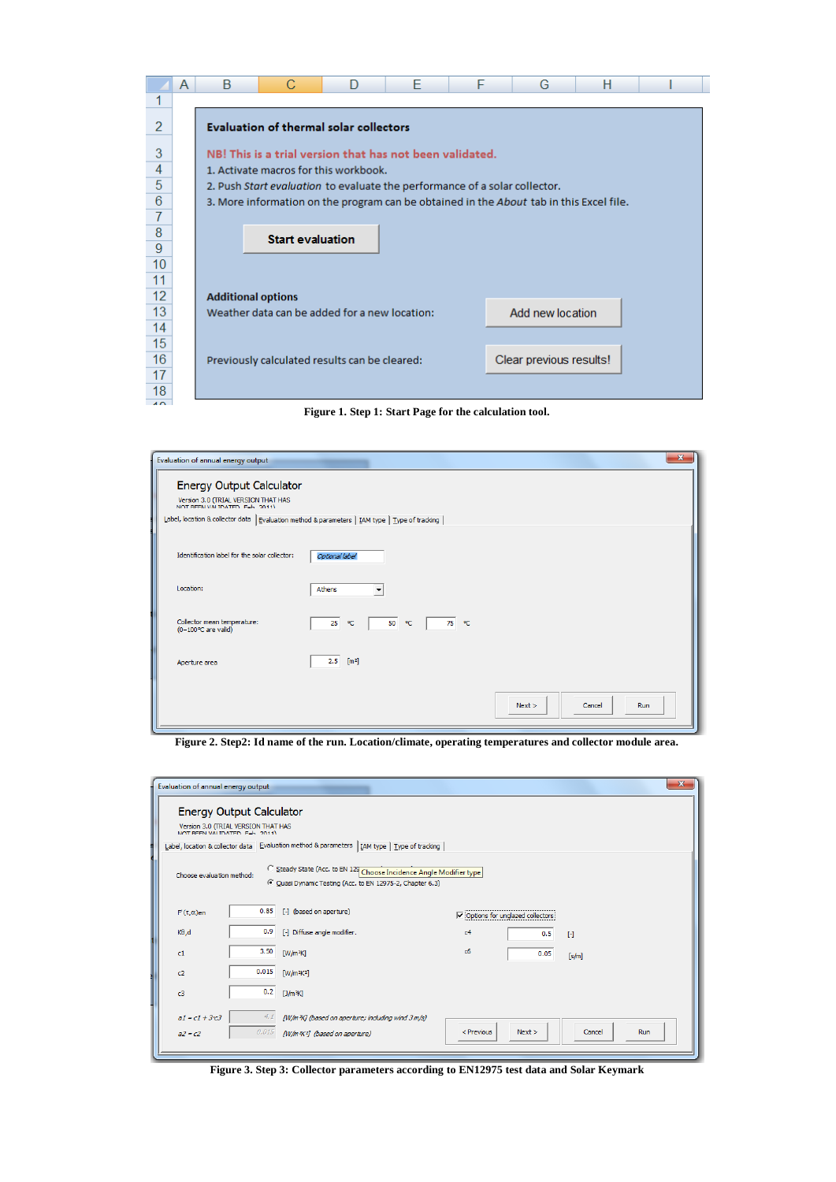Figure 1. Step 1: Start Page for the calculation tool.

Figure 2. Step2: Id name of the run. Location/climate, operating temperatures and collector module area.

Figure 3. Step 3: Collector parameters according to EN12975 test data and Solar Keymark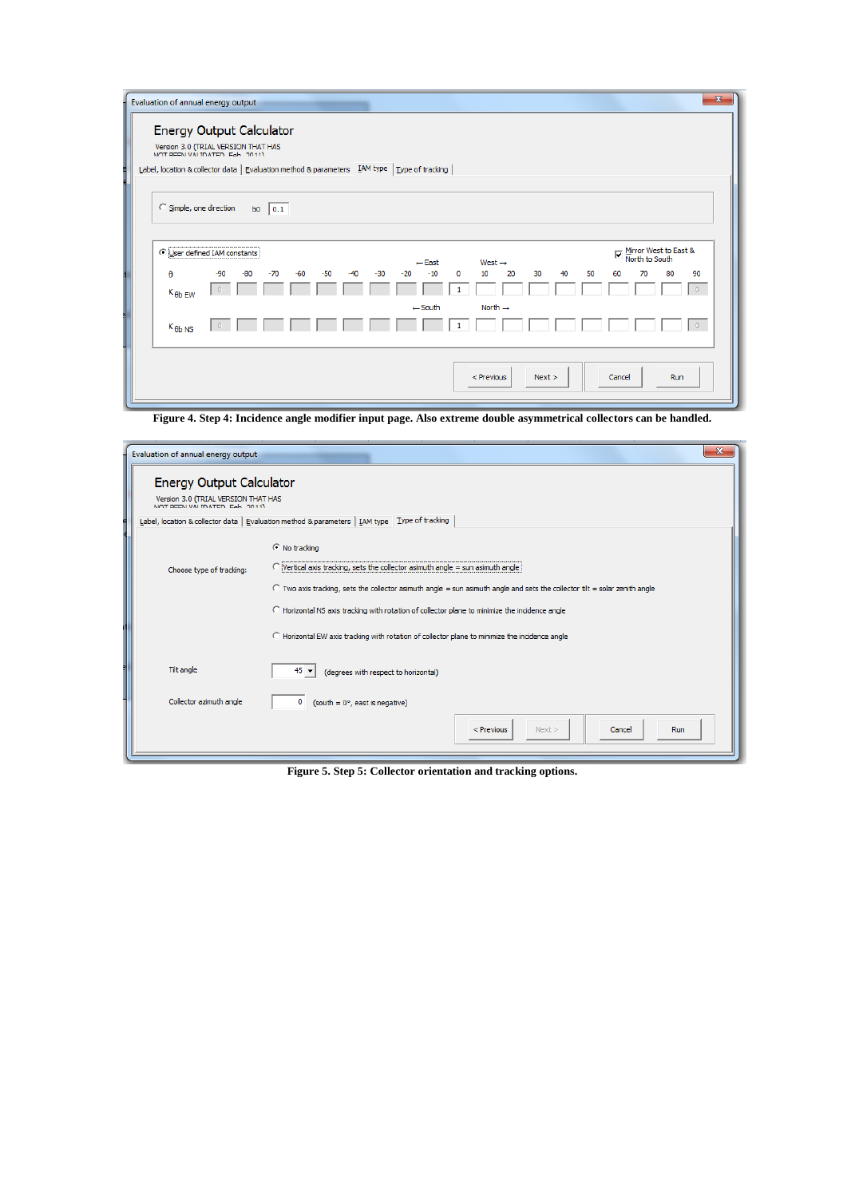Evaluation of annual energy output

Energy Output Calculator

Version 3.0 (TRIAL VERSION THAT HAS NOT BEEN VALIDATED, Feb. 2011)

Label, location & collector data | Evaluation method & parameters | IAM type | Type of tracking

○ Simple, one direction    b0 [0.1]

◉ User defined IAM constants    ☑ Mirror West to East & North to South

| θ | -90 | -80 | -70 | -60 | -50 | -40 | -30 | -20 | -10 | 0 | 10 | 20 | 30 | 40 | 50 | 60 | 70 | 80 | 90 |
|---|---|---|---|---|---|---|---|---|---|---|---|---|---|---|---|---|---|---|---|
| $K_{\theta b\ EW}$ (← East / West →) | 0 | | | | | | | | | 1 | | | | | | | | | 0 |
| $K_{\theta b\ NS}$ (← South / North →) | 0 | | | | | | | | | 1 | | | | | | | | | 0 |

< Previous | Next > | Cancel | Run

**Figure 4. Step 4: Incidence angle modifier input page. Also extreme double asymmetrical collectors can be handled.**

Evaluation of annual energy output

Energy Output Calculator

Version 3.0 (TRIAL VERSION THAT HAS NOT BEEN VALIDATED, Feb. 2011)

Label, location & collector data | Evaluation method & parameters | IAM type | Type of tracking

Choose type of tracking:

- ◉ No tracking
- ○ Vertical axis tracking, sets the collector asimuth angle = sun asimuth angle
- ○ Two axis tracking, sets the collector asmuth angle = sun asmuth angle and sets the collector tilt = solar zenith angle
- ○ Horizontal NS axis tracking with rotation of collector plane to minimize the incidence angle
- ○ Horizontal EW axis tracking with rotation of collector plane to minimize the incidence angle

Tilt angle [45] (degrees with respect to horizontal)

Collector azimuth angle [0] (south = 0°, east is negative)

< Previous | Next > | Cancel | Run

**Figure 5. Step 5: Collector orientation and tracking options.**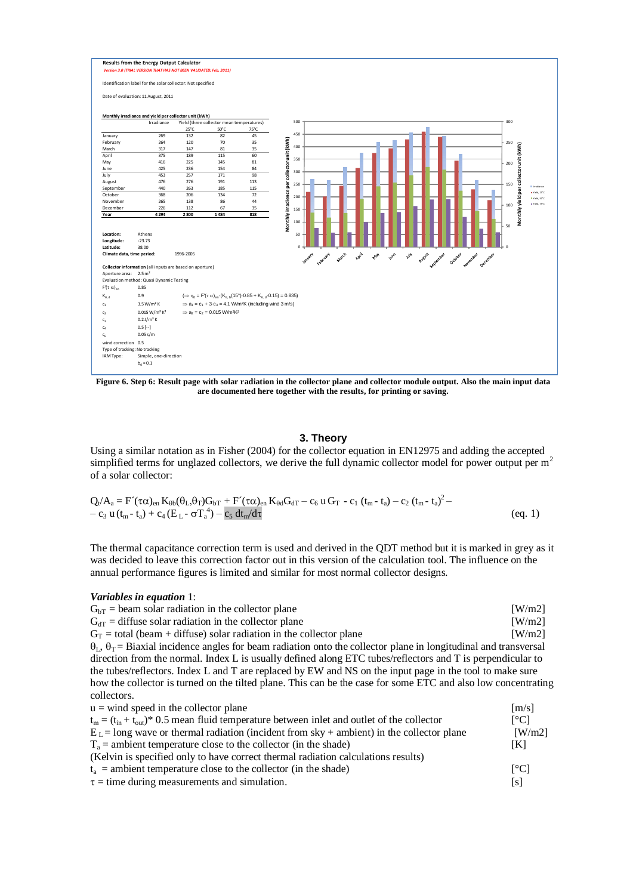**Results from the Energy Output Calculator**

*Version 3.0 (TRIAL VERSION THAT HAS NOT BEEN VALIDATED, Feb, 2011)*

Identification label for the solar collector: Not specified

Date of evaluation: 11 August, 2011

**Monthly irradiance and yield per collector unit (kWh)**

| | Irradiance | Yield (three collector mean temperatures) | | |
|---|---|---|---|---|
| | | 25°C | 50°C | 75°C |
| January | 269 | 132 | 82 | 45 |
| February | 264 | 120 | 70 | 35 |
| March | 317 | 147 | 81 | 35 |
| April | 375 | 189 | 115 | 60 |
| May | 416 | 225 | 145 | 81 |
| June | 425 | 236 | 154 | 84 |
| July | 453 | 257 | 171 | 98 |
| August | 476 | 276 | 191 | 113 |
| September | 440 | 263 | 185 | 115 |
| October | 368 | 206 | 134 | 72 |
| November | 265 | 138 | 86 | 44 |
| December | 226 | 112 | 67 | 35 |
| **Year** | **4 294** | **2 300** | **1 484** | **818** |

**Location:** Athens
**Longitude:** -23.73
**Latitude:** 38.00
**Climate data, time period:** 1996-2005

**Collector information** (all inputs are based on aperture)
Aperture area: 2.5 m²
Evaluation method: Quasi Dynamic Testing

| | | |
|---|---|---|
| $F'(\tau\alpha)_{en}$ | 0.85 | |
| $K_{\theta,d}$ | 0.9 | $(\Rightarrow \eta_0 = F'(\tau\alpha)_{en} \cdot (K_{\theta,b}(15°) \cdot 0.85 + K_{\theta,d} \cdot 0.15) = 0.835)$ |
| $c_1$ | 3.5 W/m² K | $\Rightarrow a_1 = c_1 + 3 \cdot c_3 = 4.1$ W/m²K (including wind 3 m/s) |
| $c_2$ | 0.015 W/m² K² | $\Rightarrow a_2 = c_2 = 0.015$ W/m²K² |
| $c_3$ | 0.2 J/m³ K | |
| $c_4$ | 0.5 [--] | |
| $c_6$ | 0.05 s/m | |

wind correction 0.5
Type of tracking: No tracking
IAM Type: Simple, one-direction
$b_0 = 0.1$

**Figure 6. Step 6: Result page with solar radiation in the collector plane and collector module output. Also the main input data are documented here together with the results, for printing or saving.**

## 3. Theory

Using a similar notation as in Fisher (2004) for the collector equation in EN12975 and adding the accepted simplified terms for unglazed collectors, we derive the full dynamic collector model for power output per m² of a solar collector:

$$Q_t/A_a = F'(\tau\alpha)_{en}\, K_{\theta b}(\theta_L,\theta_T) G_{bT} + F'(\tau\alpha)_{en}\, K_{\theta d} G_{dT} - c_6\, u\, G_T - c_1\,(t_m - t_a) - c_2\,(t_m - t_a)^2 - c_3\, u\,(t_m - t_a) + c_4\,(E_L - \sigma T_a^4) - c_5\, dt_m/d\tau \qquad \text{(eq. 1)}$$

The thermal capacitance correction term is used and derived in the QDT method but it is marked in grey as it was decided to leave this correction factor out in this version of the calculation tool. The influence on the annual performance figures is limited and similar for most normal collector designs.

***Variables in equation*** 1:

$G_{bT}$ = beam solar radiation in the collector plane [W/m2]
$G_{dT}$ = diffuse solar radiation in the collector plane [W/m2]
$G_T$ = total (beam + diffuse) solar radiation in the collector plane [W/m2]
$\theta_L$, $\theta_T$ = Biaxial incidence angles for beam radiation onto the collector plane in longitudinal and transversal direction from the normal. Index L is usually defined along ETC tubes/reflectors and T is perpendicular to the tubes/reflectors. Index L and T are replaced by EW and NS on the input page in the tool to make sure how the collector is turned on the tilted plane. This can be the case for some ETC and also low concentrating collectors.
$u$ = wind speed in the collector plane [m/s]
$t_m = (t_{in} + t_{out})$* 0.5 mean fluid temperature between inlet and outlet of the collector [°C]
$E_L$ = long wave or thermal radiation (incident from sky + ambient) in the collector plane [W/m2]
$T_a$ = ambient temperature close to the collector (in the shade) [K]
(Kelvin is specified only to have correct thermal radiation calculations results)
$t_a$ = ambient temperature close to the collector (in the shade) [°C]
$\tau$ = time during measurements and simulation. [s]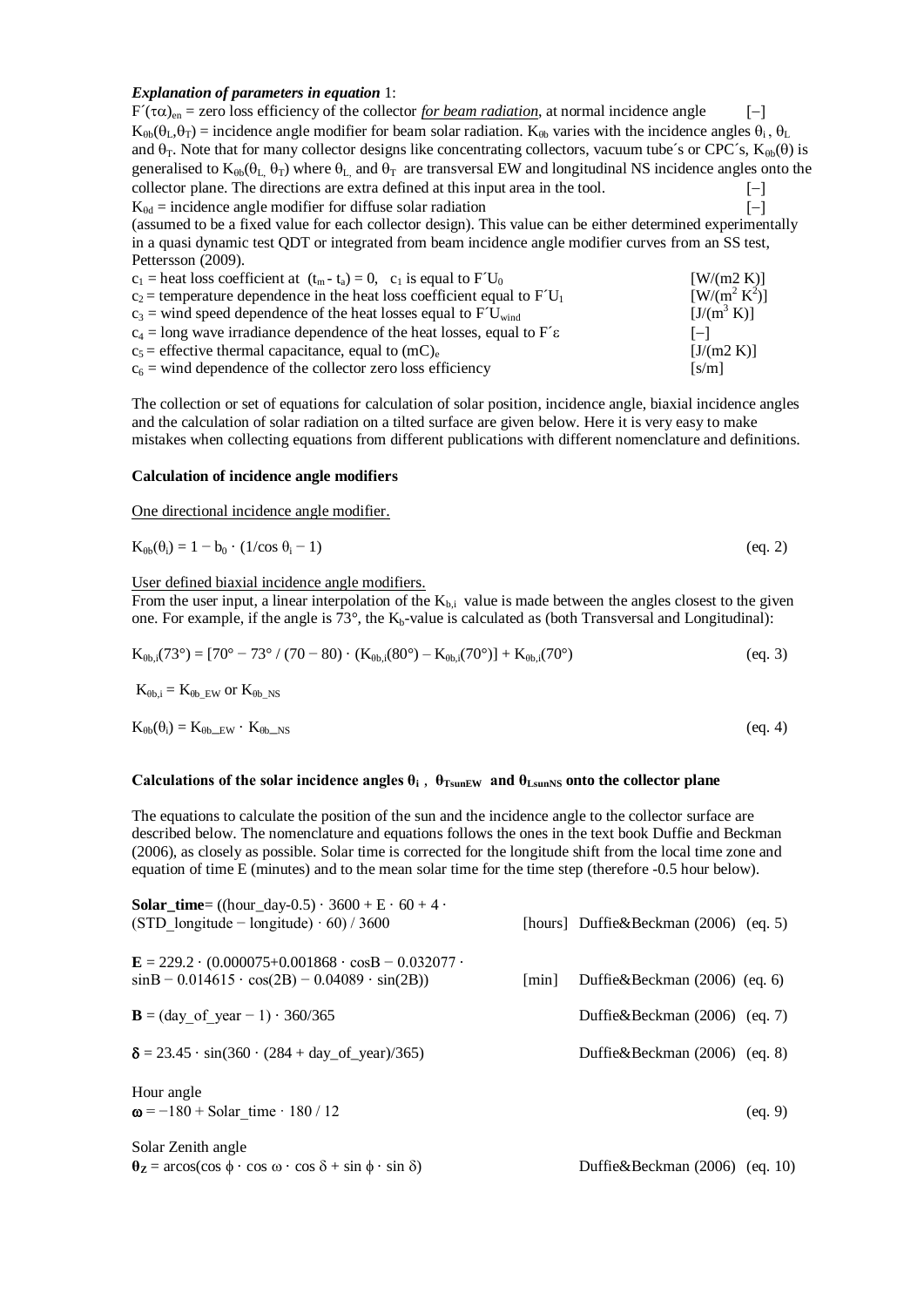***Explanation of parameters in equation*** *1:*

$F'(\tau\alpha)_{en}$ = zero loss efficiency of the collector ***for beam radiation***, at normal incidence angle [−]

$K_{\theta b}(\theta_L,\theta_T)$ = incidence angle modifier for beam solar radiation. $K_{\theta b}$ varies with the incidence angles $\theta_i$ , $\theta_L$ and $\theta_T$. Note that for many collector designs like concentrating collectors, vacuum tube´s or CPC´s, $K_{\theta b}(\theta)$ is generalised to $K_{\theta b}(\theta_L, \theta_T)$ where $\theta_L$ and $\theta_T$ are transversal EW and longitudinal NS incidence angles onto the collector plane. The directions are extra defined at this input area in the tool. [−]

$K_{\theta d}$ = incidence angle modifier for diffuse solar radiation [−]

(assumed to be a fixed value for each collector design). This value can be either determined experimentally in a quasi dynamic test QDT or integrated from beam incidence angle modifier curves from an SS test, Pettersson (2009).

$c_1$ = heat loss coefficient at $(t_m - t_a) = 0$, $c_1$ is equal to $F'U_0$ [W/(m2 K)]

$c_2$ = temperature dependence in the heat loss coefficient equal to $F'U_1$ [$W/(m^2 K^2)$]

$c_3$ = wind speed dependence of the heat losses equal to $F'U_{wind}$ [$J/(m^3 K)$]

$c_4$ = long wave irradiance dependence of the heat losses, equal to $F'\varepsilon$ [−]

$c_5$ = effective thermal capacitance, equal to $(mC)_e$ [J/(m2 K)]

$c_6$ = wind dependence of the collector zero loss efficiency [s/m]

The collection or set of equations for calculation of solar position, incidence angle, biaxial incidence angles and the calculation of solar radiation on a tilted surface are given below. Here it is very easy to make mistakes when collecting equations from different publications with different nomenclature and definitions.

**Calculation of incidence angle modifiers**

One directional incidence angle modifier.

$$K_{\theta b}(\theta_i) = 1 - b_0 \cdot (1/\cos\theta_i - 1) \qquad \text{(eq. 2)}$$

User defined biaxial incidence angle modifiers.

From the user input, a linear interpolation of the $K_{b,i}$ value is made between the angles closest to the given one. For example, if the angle is 73°, the $K_b$-value is calculated as (both Transversal and Longitudinal):

$$K_{\theta b,i}(73°) = [70° - 73° / (70 - 80) \cdot (K_{\theta b,i}(80°) - K_{\theta b,i}(70°)] + K_{\theta b,i}(70°) \qquad \text{(eq. 3)}$$

$K_{\theta b,i} = K_{\theta b\_EW}$ or $K_{\theta b\_NS}$

$$K_{\theta b}(\theta_i) = K_{\theta b\_EW} \cdot K_{\theta b\_NS} \qquad \text{(eq. 4)}$$

**Calculations of the solar incidence angles $\theta_i$ , $\theta_{TsunEW}$ and $\theta_{LsunNS}$ onto the collector plane**

The equations to calculate the position of the sun and the incidence angle to the collector surface are described below. The nomenclature and equations follows the ones in the text book Duffie and Beckman (2006), as closely as possible. Solar time is corrected for the longitude shift from the local time zone and equation of time E (minutes) and to the mean solar time for the time step (therefore -0.5 hour below).

**Solar_time**= ((hour_day-0.5) · 3600 + E · 60 + 4 · (STD_longitude − longitude) · 60) / 3600 [hours] Duffie&Beckman (2006) (eq. 5)

**E** = 229.2 · (0.000075+0.001868 · cosB − 0.032077 · sinB − 0.014615 · cos(2B) − 0.04089 · sin(2B)) [min] Duffie&Beckman (2006) (eq. 6)

**B** = (day_of_year − 1) · 360/365 Duffie&Beckman (2006) (eq. 7)

$\boldsymbol{\delta}$ = 23.45 · sin(360 · (284 + day_of_year)/365) Duffie&Beckman (2006) (eq. 8)

Hour angle

$\boldsymbol{\omega}$ = −180 + Solar_time · 180 / 12 (eq. 9)

Solar Zenith angle

$\boldsymbol{\theta_Z} = \arccos(\cos\phi \cdot \cos\omega \cdot \cos\delta + \sin\phi \cdot \sin\delta)$ Duffie&Beckman (2006) (eq. 10)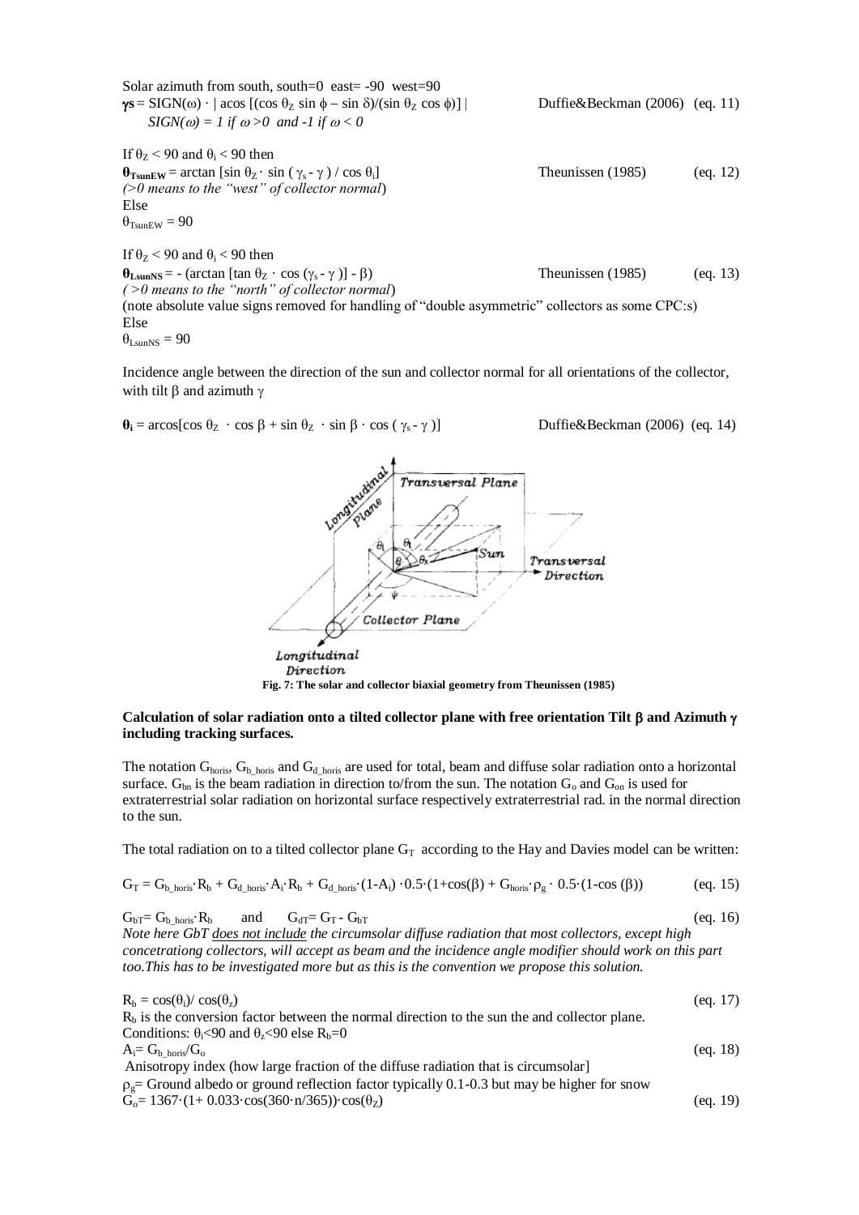Solar azimuth from south, south=0 east= -90 west=90

$\boldsymbol{\gamma_s} = \mathrm{SIGN}(\omega) \cdot |\, \mathrm{acos}\, [(\cos\theta_Z \sin\phi - \sin\delta)/(\sin\theta_Z \cos\phi)]\, |$ Duffie&Beckman (2006) (eq. 11)

*$SIGN(\omega) = 1$ if $\omega > 0$ and $-1$ if $\omega < 0$*

If $\theta_Z < 90$ and $\theta_i < 90$ then

$\boldsymbol{\theta_{TsunEW}} = \arctan\,[\sin\theta_Z \cdot \sin(\gamma_s - \gamma) / \cos\theta_i]$ Theunissen (1985) (eq. 12)

*(>0 means to the "west" of collector normal)*

Else

$\theta_{TsunEW} = 90$

If $\theta_Z < 90$ and $\theta_i < 90$ then

$\boldsymbol{\theta_{LsunNS}} = -(\arctan\,[\tan\theta_Z \cdot \cos(\gamma_s - \gamma)] - \beta)$ Theunissen (1985) (eq. 13)

*( >0 means to the "north" of collector normal)*

(note absolute value signs removed for handling of "double asymmetric" collectors as some CPC:s)

Else

$\theta_{LsunNS} = 90$

Incidence angle between the direction of the sun and collector normal for all orientations of the collector, with tilt $\beta$ and azimuth $\gamma$

$\boldsymbol{\theta_i} = \arccos[\cos\theta_Z \cdot \cos\beta + \sin\theta_Z \cdot \sin\beta \cdot \cos(\gamma_s - \gamma)]$ Duffie&Beckman (2006) (eq. 14)

**Fig. 7: The solar and collector biaxial geometry from Theunissen (1985)**

**Calculation of solar radiation onto a tilted collector plane with free orientation Tilt $\beta$ and Azimuth $\gamma$ including tracking surfaces.**

The notation $G_{horis}$, $G_{b\_horis}$ and $G_{d\_horis}$ are used for total, beam and diffuse solar radiation onto a horizontal surface. $G_{bn}$ is the beam radiation in direction to/from the sun. The notation $G_o$ and $G_{on}$ is used for extraterrestrial solar radiation on horizontal surface respectively extraterrestrial rad. in the normal direction to the sun.

The total radiation on to a tilted collector plane $G_T$ according to the Hay and Davies model can be written:

$$G_T = G_{b\_horis} \cdot R_b + G_{d\_horis} \cdot A_i \cdot R_b + G_{d\_horis} \cdot (1-A_i) \cdot 0.5 \cdot (1+\cos(\beta)) + G_{horis} \cdot \rho_g \cdot 0.5 \cdot (1-\cos(\beta)) \quad \text{(eq. 15)}$$

$$G_{bT} = G_{b\_horis} \cdot R_b \quad \text{and} \quad G_{dT} = G_T - G_{bT} \quad \text{(eq. 16)}$$

*Note here GbT does not include the circumsolar diffuse radiation that most collectors, except high concetrationg concentrating collectors, will accept as beam and the incidence angle modifier should work on this part too.This has to be investigated more but as this is the convention we propose this solution.*

$$R_b = \cos(\theta_i) / \cos(\theta_z) \quad \text{(eq. 17)}$$

$R_b$ is the conversion factor between the normal direction to the sun the and collector plane.

Conditions: $\theta_i < 90$ and $\theta_z < 90$ else $R_b = 0$

$$A_i = G_{b\_horis} / G_o \quad \text{(eq. 18)}$$

Anisotropy index (how large fraction of the diffuse radiation that is circumsolar]

$\rho_g$= Ground albedo or ground reflection factor typically 0.1-0.3 but may be higher for snow

$$G_o = 1367 \cdot (1 + 0.033 \cdot \cos(360 \cdot n/365)) \cdot \cos(\theta_Z) \quad \text{(eq. 19)}$$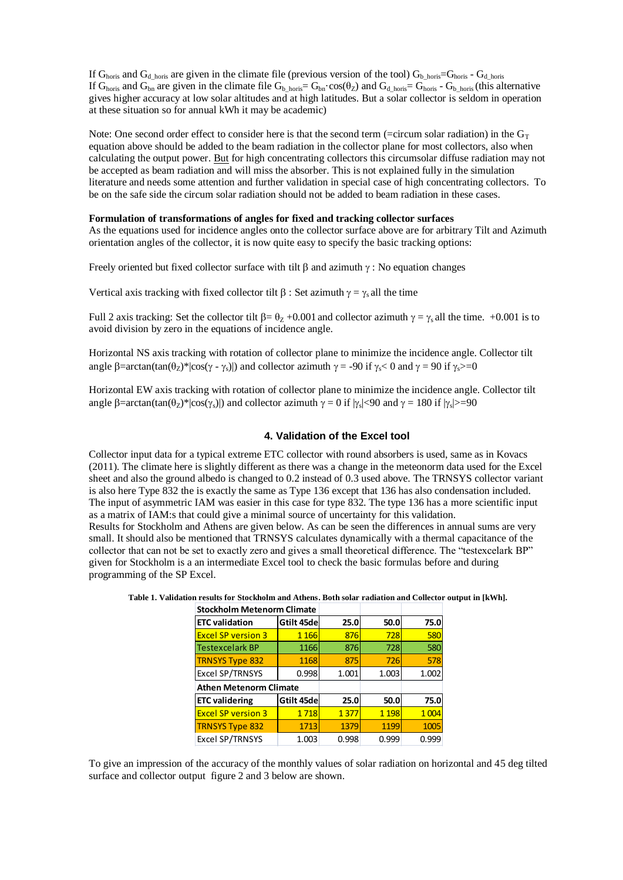If $G_{horis}$ and $G_{d\_horis}$ are given in the climate file (previous version of the tool) $G_{b\_horis}$=$G_{horis}$ - $G_{d\_horis}$
If $G_{horis}$ and $G_{bn}$ are given in the climate file $G_{b\_horis}$= $G_{bn}\cdot\cos(\theta_Z)$ and $G_{d\_horis}$= $G_{horis}$ - $G_{b\_horis}$ (this alternative gives higher accuracy at low solar altitudes and at high latitudes. But a solar collector is seldom in operation at these situation so for annual kWh it may be academic)

Note: One second order effect to consider here is that the second term (=circum solar radiation) in the $G_T$ equation above should be added to the beam radiation in the collector plane for most collectors, also when calculating the output power. But for high concentrating collectors this circumsolar diffuse radiation may not be accepted as beam radiation and will miss the absorber. This is not explained fully in the simulation literature and needs some attention and further validation in special case of high concentrating collectors. To be on the safe side the circum solar radiation should not be added to beam radiation in these cases.

**Formulation of transformations of angles for fixed and tracking collector surfaces**
As the equations used for incidence angles onto the collector surface above are for arbitrary Tilt and Azimuth orientation angles of the collector, it is now quite easy to specify the basic tracking options:

Freely oriented but fixed collector surface with tilt $\beta$ and azimuth $\gamma$ : No equation changes

Vertical axis tracking with fixed collector tilt $\beta$ : Set azimuth $\gamma = \gamma_s$ all the time

Full 2 axis tracking: Set the collector tilt $\beta = \theta_Z + 0.001$ and collector azimuth $\gamma = \gamma_s$ all the time. +0.001 is to avoid division by zero in the equations of incidence angle.

Horizontal NS axis tracking with rotation of collector plane to minimize the incidence angle. Collector tilt angle $\beta=\arctan(\tan(\theta_Z)*|\cos(\gamma - \gamma_s)|)$ and collector azimuth $\gamma = -90$ if $\gamma_s < 0$ and $\gamma = 90$ if $\gamma_s >= 0$

Horizontal EW axis tracking with rotation of collector plane to minimize the incidence angle. Collector tilt angle $\beta=\arctan(\tan(\theta_Z)*|\cos(\gamma_s)|)$ and collector azimuth $\gamma = 0$ if $|\gamma_s| < 90$ and $\gamma = 180$ if $|\gamma_s| >= 90$

## 4. Validation of the Excel tool

Collector input data for a typical extreme ETC collector with round absorbers is used, same as in Kovacs (2011). The climate here is slightly different as there was a change in the meteonorm data used for the Excel sheet and also the ground albedo is changed to 0.2 instead of 0.3 used above. The TRNSYS collector variant is also here Type 832 the is exactly the same as Type 136 except that 136 has also condensation included. The input of asymmetric IAM was easier in this case for type 832. The type 136 has a more scientific input as a matrix of IAM:s that could give a minimal source of uncertainty for this validation.
Results for Stockholm and Athens are given below. As can be seen the differences in annual sums are very small. It should also be mentioned that TRNSYS calculates dynamically with a thermal capacitance of the collector that can not be set to exactly zero and gives a small theoretical difference. The "testexcelark BP" given for Stockholm is a an intermediate Excel tool to check the basic formulas before and during programming of the SP Excel.

**Table 1. Validation results for Stockholm and Athens. Both solar radiation and Collector output in [kWh].**

| Stockholm Metenorm Climate | | | | |
|---|---|---|---|---|
| **ETC validation** | **Gtilt 45de** | **25.0** | **50.0** | **75.0** |
| Excel SP version 3 | 1 166 | 876 | 728 | 580 |
| Testexcelark BP | 1166 | 876 | 728 | 580 |
| TRNSYS Type 832 | 1168 | 875 | 726 | 578 |
| Excel SP/TRNSYS | 0.998 | 1.001 | 1.003 | 1.002 |
| **Athen Metenorm Climate** | | | | |
| **ETC validering** | **Gtilt 45de** | **25.0** | **50.0** | **75.0** |
| Excel SP version 3 | 1 718 | 1 377 | 1 198 | 1 004 |
| TRNSYS Type 832 | 1713 | 1379 | 1199 | 1005 |
| Excel SP/TRNSYS | 1.003 | 0.998 | 0.999 | 0.999 |

To give an impression of the accuracy of the monthly values of solar radiation on horizontal and 45 deg tilted surface and collector output figure 2 and 3 below are shown.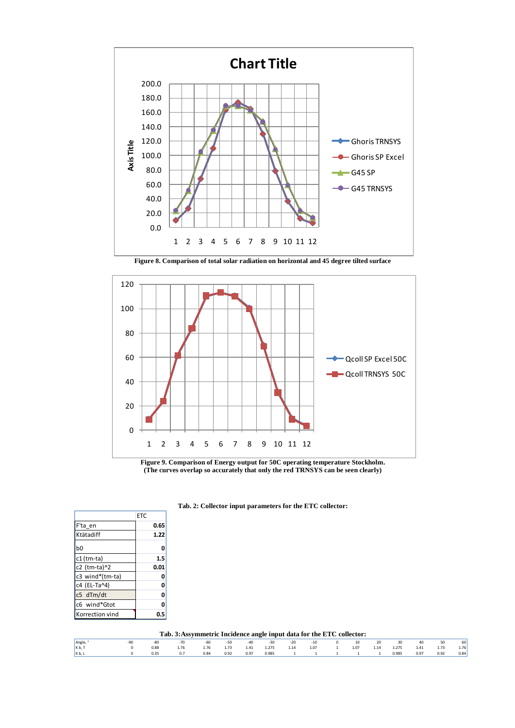Figure 8. Comparison of total solar radiation on horizontal and 45 degree tilted surface

Figure 9. Comparison of Energy output for 50C operating temperature Stockholm.
(The curves overlap so accurately that only the red TRNSYS can be seen clearly)

**Tab. 2: Collector input parameters for the ETC collector:**

| | ETC |
|---|---|
| F'ta_en | 0.65 |
| Ktätadiff | 1.22 |
| b0 | 0 |
| c1 (tm-ta) | 1.5 |
| c2 (tm-ta)^2 | 0.01 |
| c3 wind*(tm-ta) | 0 |
| c4 (EL-Ta^4) | 0 |
| c5 dTm/dt | 0 |
| c6 wind*Gtot | 0 |
| Korrection vind | 0.5 |

**Tab. 3: Assymmetric Incidence angle input data for the ETC collector:**

| Angle, ° | -90 | -80 | -70 | -60 | -50 | -40 | -30 | -20 | -10 | 0 | 10 | 20 | 30 | 40 | 50 | 60 |
|---|---|---|---|---|---|---|---|---|---|---|---|---|---|---|---|---|
| K b, T | 0 | 0.88 | 1.76 | 1.76 | 1.73 | 1.41 | 1.275 | 1.14 | 1.07 | 1 | 1.07 | 1.14 | 1.275 | 1.41 | 1.73 | 1.76 |
| K b, L | 0 | 0.35 | 0.7 | 0.84 | 0.92 | 0.97 | 0.985 | 1 | 1 | 1 | 1 | 1 | 0.985 | 0.97 | 0.92 | 0.84 |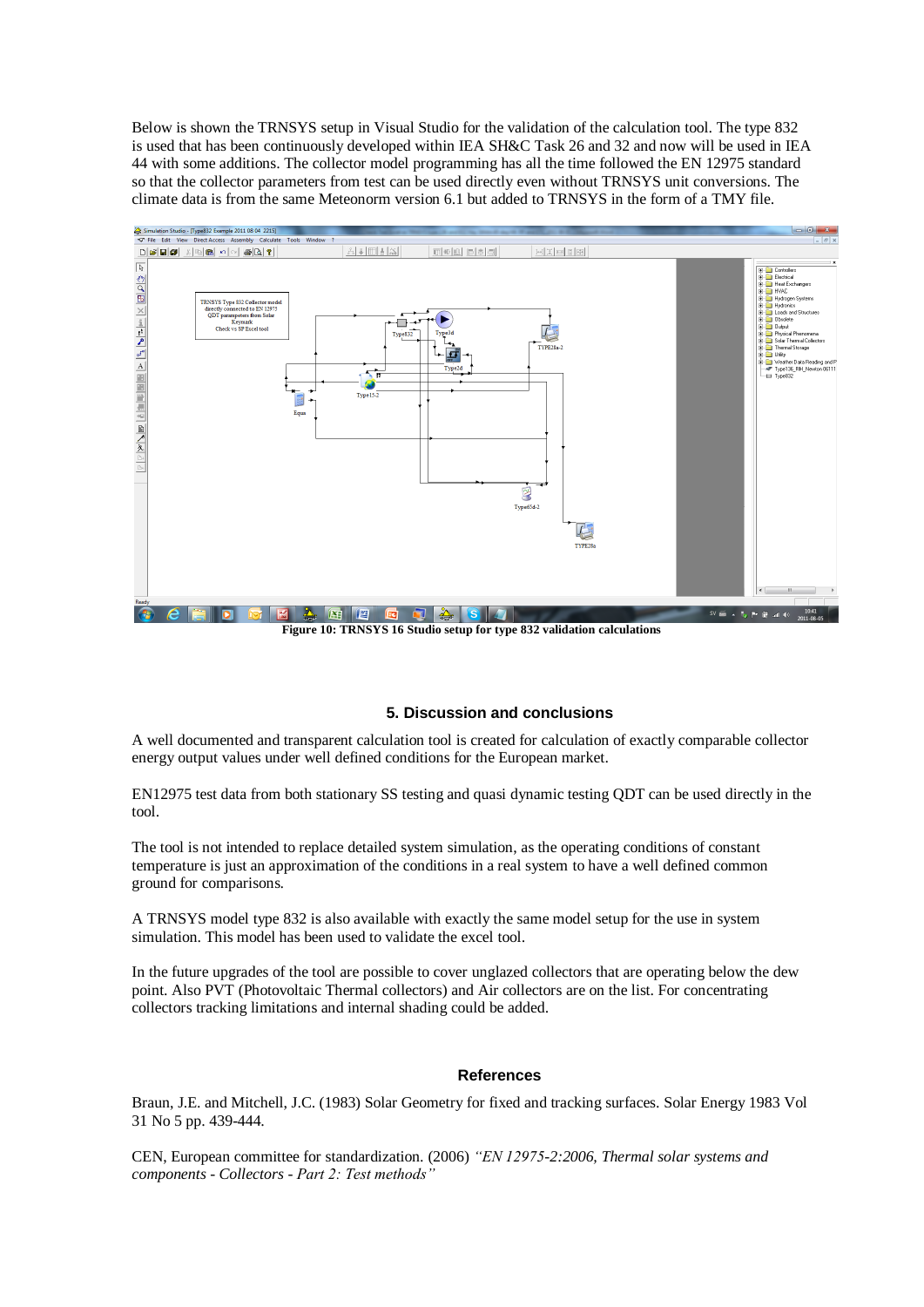Below is shown the TRNSYS setup in Visual Studio for the validation of the calculation tool. The type 832 is used that has been continuously developed within IEA SH&C Task 26 and 32 and now will be used in IEA 44 with some additions. The collector model programming has all the time followed the EN 12975 standard so that the collector parameters from test can be used directly even without TRNSYS unit conversions. The climate data is from the same Meteonorm version 6.1 but added to TRNSYS in the form of a TMY file.

**Figure 10: TRNSYS 16 Studio setup for type 832 validation calculations**

## 5. Discussion and conclusions

A well documented and transparent calculation tool is created for calculation of exactly comparable collector energy output values under well defined conditions for the European market.

EN12975 test data from both stationary SS testing and quasi dynamic testing QDT can be used directly in the tool.

The tool is not intended to replace detailed system simulation, as the operating conditions of constant temperature is just an approximation of the conditions in a real system to have a well defined common ground for comparisons.

A TRNSYS model type 832 is also available with exactly the same model setup for the use in system simulation. This model has been used to validate the excel tool.

In the future upgrades of the tool are possible to cover unglazed collectors that are operating below the dew point. Also PVT (Photovoltaic Thermal collectors) and Air collectors are on the list. For concentrating collectors tracking limitations and internal shading could be added.

## References

Braun, J.E. and Mitchell, J.C. (1983) Solar Geometry for fixed and tracking surfaces. Solar Energy 1983 Vol 31 No 5 pp. 439-444.

CEN, European committee for standardization. (2006) *"EN 12975-2:2006, Thermal solar systems and components - Collectors - Part 2: Test methods"*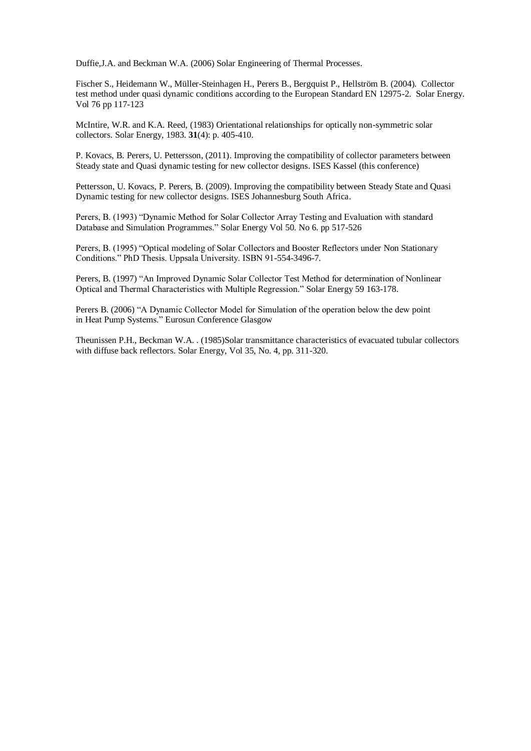Duffie,J.A. and Beckman W.A. (2006) Solar Engineering of Thermal Processes.

Fischer S., Heidemann W., Müller-Steinhagen H., Perers B., Bergquist P., Hellström B. (2004). Collector test method under quasi dynamic conditions according to the European Standard EN 12975-2. Solar Energy. Vol 76 pp 117-123

McIntire, W.R. and K.A. Reed, (1983) Orientational relationships for optically non-symmetric solar collectors. Solar Energy, 1983. **31**(4): p. 405-410.

P. Kovacs, B. Perers, U. Pettersson, (2011). Improving the compatibility of collector parameters between Steady state and Quasi dynamic testing for new collector designs. ISES Kassel (this conference)

Pettersson, U. Kovacs, P. Perers, B. (2009). Improving the compatibility between Steady State and Quasi Dynamic testing for new collector designs. ISES Johannesburg South Africa.

Perers, B. (1993) "Dynamic Method for Solar Collector Array Testing and Evaluation with standard Database and Simulation Programmes." Solar Energy Vol 50. No 6. pp 517-526

Perers, B. (1995) "Optical modeling of Solar Collectors and Booster Reflectors under Non Stationary Conditions." PhD Thesis. Uppsala University. ISBN 91-554-3496-7.

Perers, B. (1997) "An Improved Dynamic Solar Collector Test Method for determination of Nonlinear Optical and Thermal Characteristics with Multiple Regression." Solar Energy 59 163-178.

Perers B. (2006) "A Dynamic Collector Model for Simulation of the operation below the dew point in Heat Pump Systems." Eurosun Conference Glasgow

Theunissen P.H., Beckman W.A. . (1985)Solar transmittance characteristics of evacuated tubular collectors with diffuse back reflectors. Solar Energy, Vol 35, No. 4, pp. 311-320.